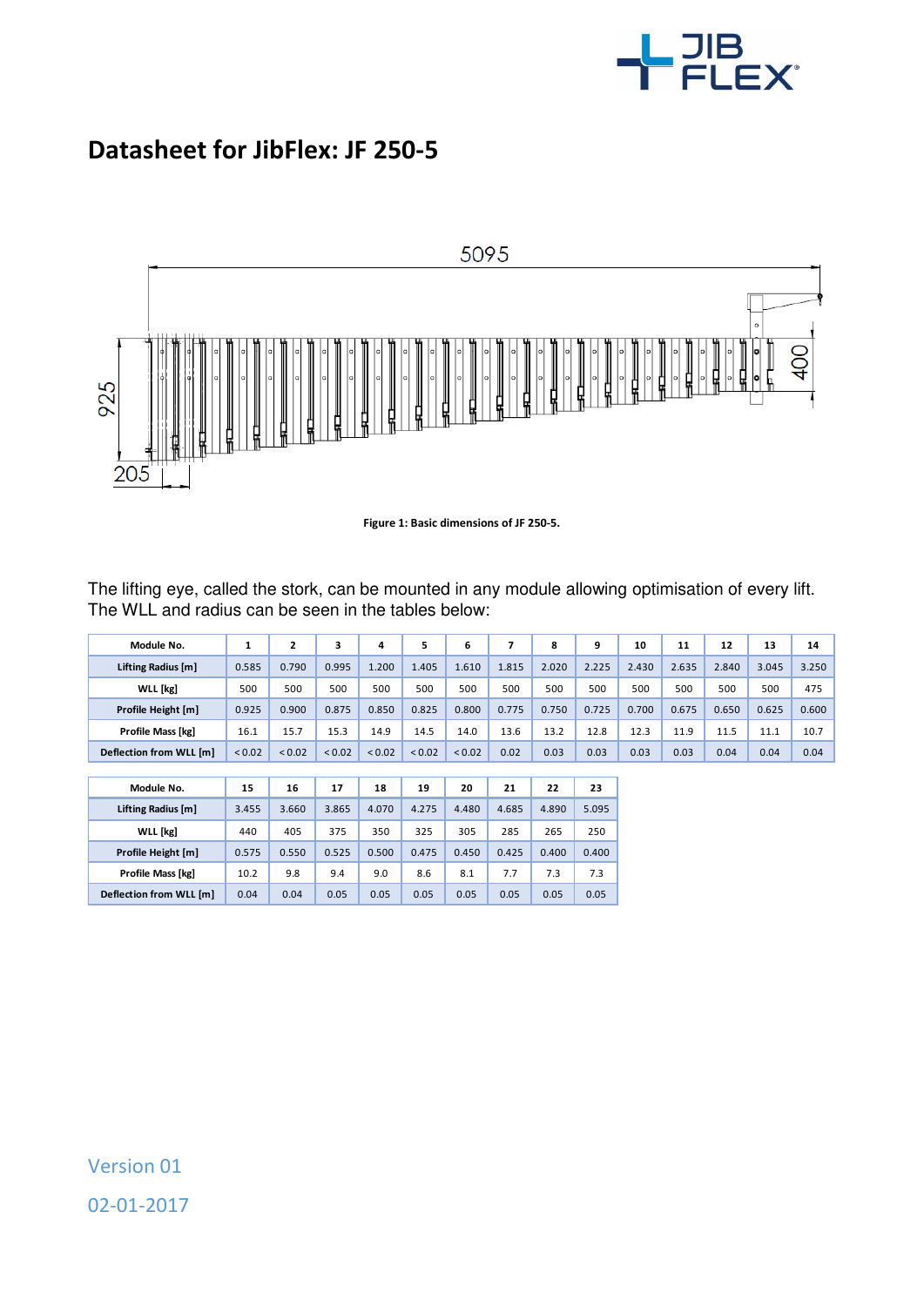# Datasheet for JibFlex: JF 250-5

Figure 1: Basic dimensions of JF 250-5.

The lifting eye, called the stork, can be mounted in any module allowing optimisation of every lift. The WLL and radius can be seen in the tables below:

| Module No. | 1 | 2 | 3 | 4 | 5 | 6 | 7 | 8 | 9 | 10 | 11 | 12 | 13 | 14 |
|---|---|---|---|---|---|---|---|---|---|---|---|---|---|---|
| Lifting Radius [m] | 0.585 | 0.790 | 0.995 | 1.200 | 1.405 | 1.610 | 1.815 | 2.020 | 2.225 | 2.430 | 2.635 | 2.840 | 3.045 | 3.250 |
| WLL [kg] | 500 | 500 | 500 | 500 | 500 | 500 | 500 | 500 | 500 | 500 | 500 | 500 | 500 | 475 |
| Profile Height [m] | 0.925 | 0.900 | 0.875 | 0.850 | 0.825 | 0.800 | 0.775 | 0.750 | 0.725 | 0.700 | 0.675 | 0.650 | 0.625 | 0.600 |
| Profile Mass [kg] | 16.1 | 15.7 | 15.3 | 14.9 | 14.5 | 14.0 | 13.6 | 13.2 | 12.8 | 12.3 | 11.9 | 11.5 | 11.1 | 10.7 |
| Deflection from WLL [m] | < 0.02 | < 0.02 | < 0.02 | < 0.02 | < 0.02 | < 0.02 | 0.02 | 0.03 | 0.03 | 0.03 | 0.03 | 0.04 | 0.04 | 0.04 |

| Module No. | 15 | 16 | 17 | 18 | 19 | 20 | 21 | 22 | 23 |
|---|---|---|---|---|---|---|---|---|---|
| Lifting Radius [m] | 3.455 | 3.660 | 3.865 | 4.070 | 4.275 | 4.480 | 4.685 | 4.890 | 5.095 |
| WLL [kg] | 440 | 405 | 375 | 350 | 325 | 305 | 285 | 265 | 250 |
| Profile Height [m] | 0.575 | 0.550 | 0.525 | 0.500 | 0.475 | 0.450 | 0.425 | 0.400 | 0.400 |
| Profile Mass [kg] | 10.2 | 9.8 | 9.4 | 9.0 | 8.6 | 8.1 | 7.7 | 7.3 | 7.3 |
| Deflection from WLL [m] | 0.04 | 0.04 | 0.05 | 0.05 | 0.05 | 0.05 | 0.05 | 0.05 | 0.05 |

Version 01

02-01-2017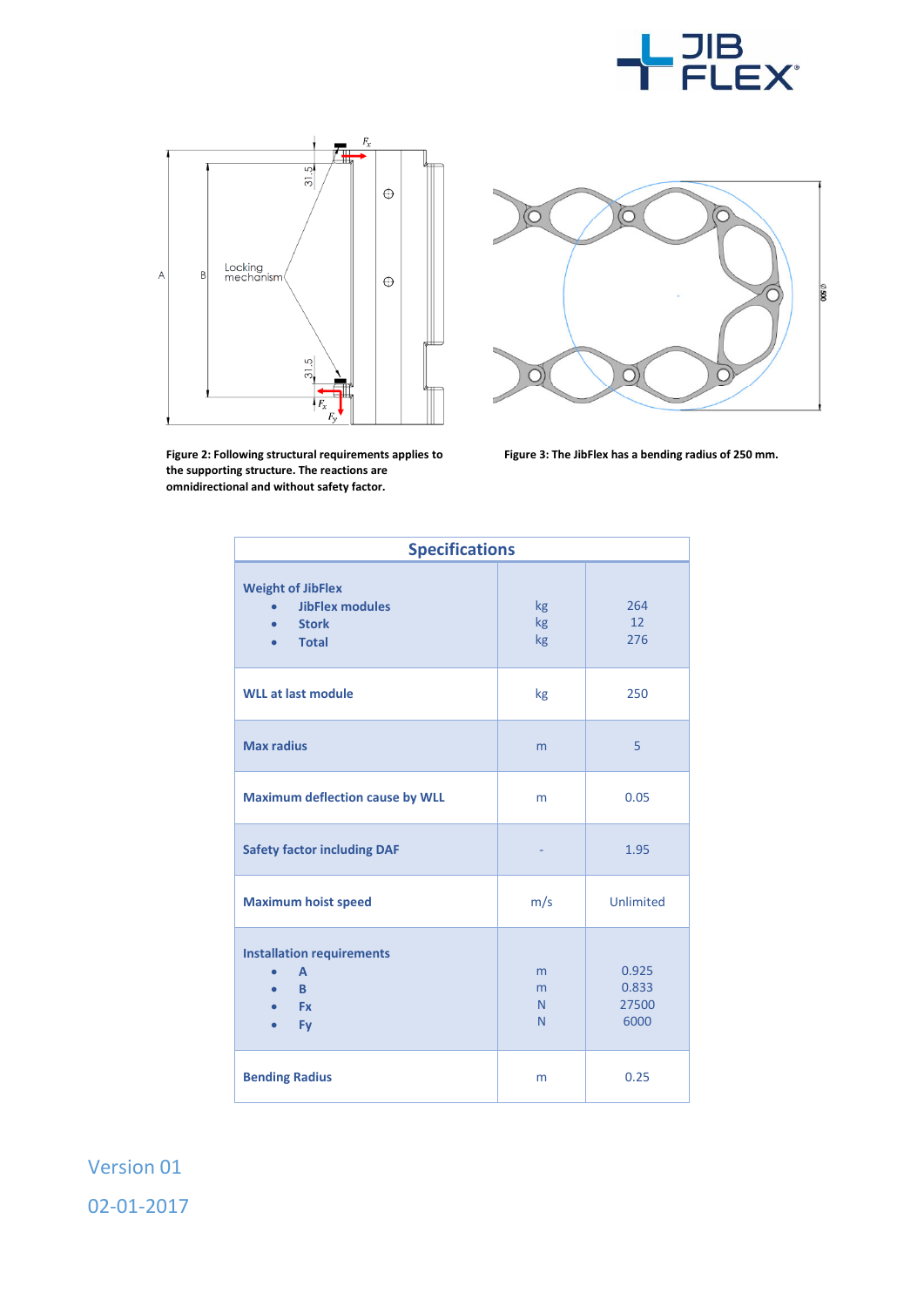Figure 2: Following structural requirements applies to the supporting structure. The reactions are omnidirectional and without safety factor.

Figure 3: The JibFlex has a bending radius of 250 mm.

| Specifications | | |
|---|---|---|
| **Weight of JibFlex**<br>• JibFlex modules<br>• Stork<br>• Total | kg<br>kg<br>kg | 264<br>12<br>276 |
| **WLL at last module** | kg | 250 |
| **Max radius** | m | 5 |
| **Maximum deflection cause by WLL** | m | 0.05 |
| **Safety factor including DAF** | - | 1.95 |
| **Maximum hoist speed** | m/s | Unlimited |
| **Installation requirements**<br>• A<br>• B<br>• Fx<br>• Fy | m<br>m<br>N<br>N | 0.925<br>0.833<br>27500<br>6000 |
| **Bending Radius** | m | 0.25 |

Version 01

02-01-2017